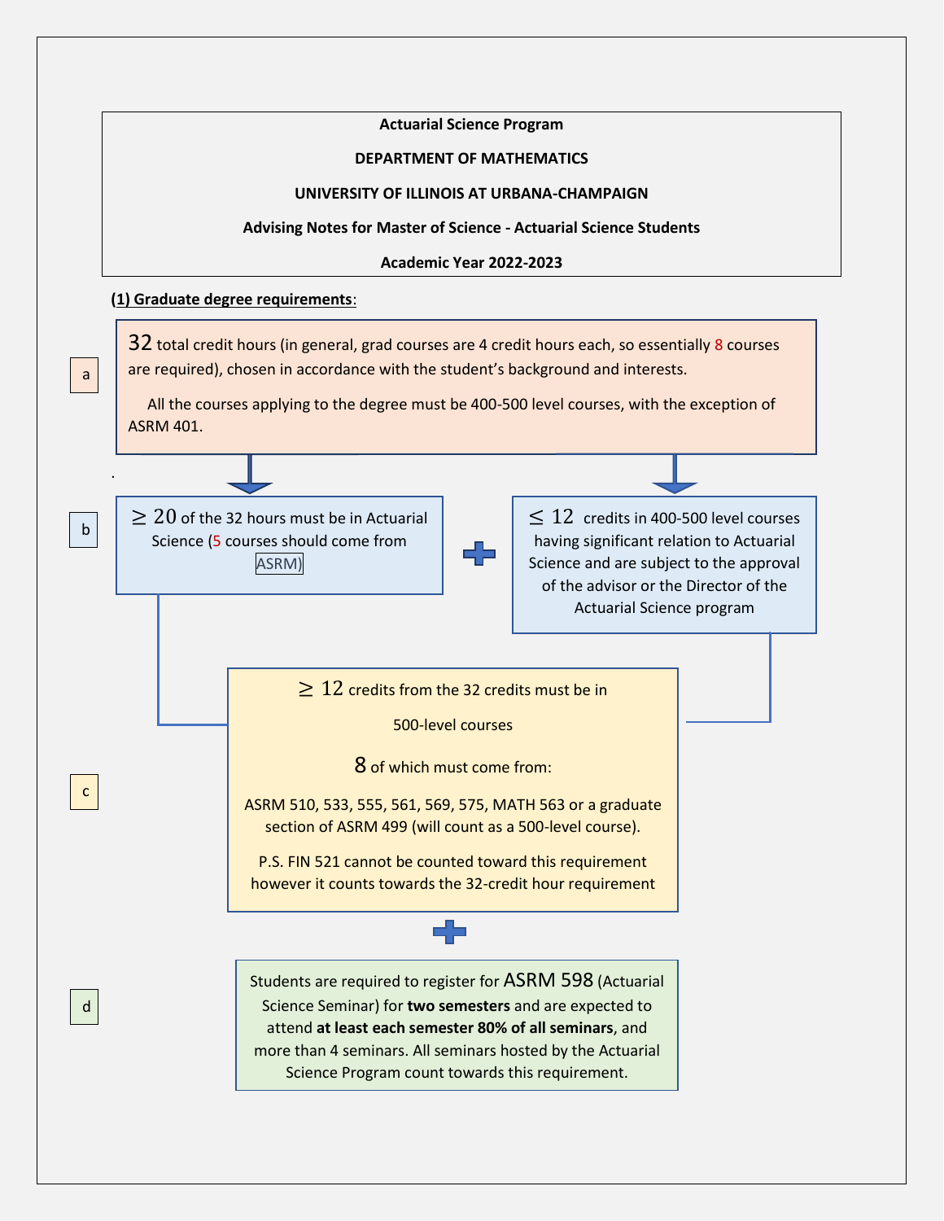**Actuarial Science Program**

**DEPARTMENT OF MATHEMATICS**

**UNIVERSITY OF ILLINOIS AT URBANA-CHAMPAIGN**

**Advising Notes for Master of Science - Actuarial Science Students**

**Academic Year 2022-2023**

**(1) Graduate degree requirements**:

**a**

32 total credit hours (in general, grad courses are 4 credit hours each, so essentially 8 courses are required), chosen in accordance with the student's background and interests.

All the courses applying to the degree must be 400-500 level courses, with the exception of ASRM 401.

**b**

$\geq 20$ of the 32 hours must be in Actuarial Science (5 courses should come from ASRM)

\+

$\leq 12$ credits in 400-500 level courses having significant relation to Actuarial Science and are subject to the approval of the advisor or the Director of the Actuarial Science program

**c**

$\geq 12$ credits from the 32 credits must be in 500-level courses

8 of which must come from:

ASRM 510, 533, 555, 561, 569, 575, MATH 563 or a graduate section of ASRM 499 (will count as a 500-level course).

P.S. FIN 521 cannot be counted toward this requirement however it counts towards the 32-credit hour requirement

\+

**d**

Students are required to register for ASRM 598 (Actuarial Science Seminar) for **two semesters** and are expected to attend **at least each semester 80% of all seminars**, and more than 4 seminars. All seminars hosted by the Actuarial Science Program count towards this requirement.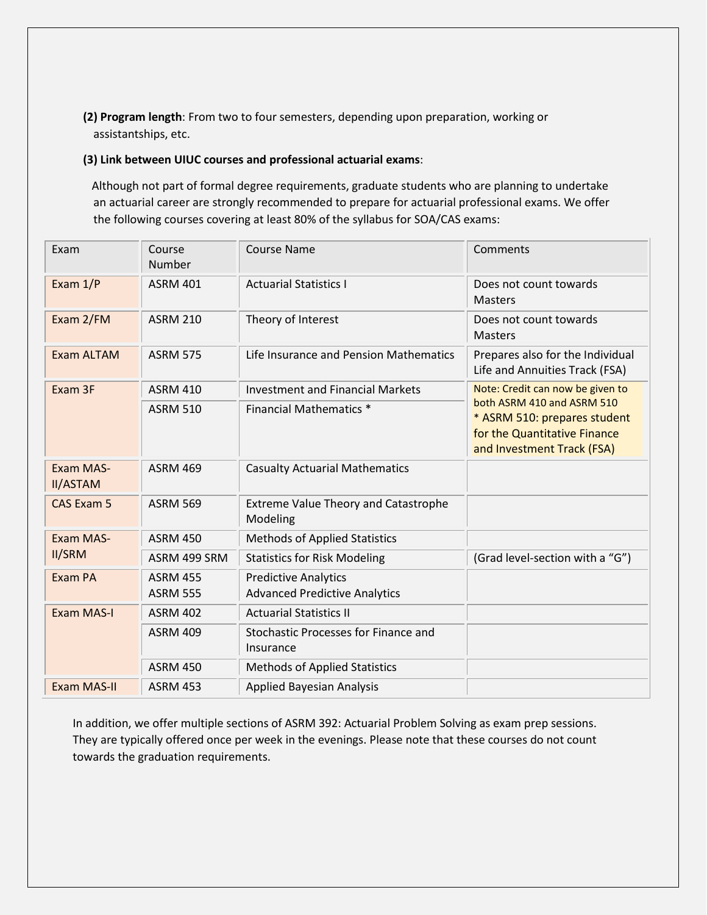**(2) Program length**: From two to four semesters, depending upon preparation, working or assistantships, etc.

**(3) Link between UIUC courses and professional actuarial exams**:

Although not part of formal degree requirements, graduate students who are planning to undertake an actuarial career are strongly recommended to prepare for actuarial professional exams. We offer the following courses covering at least 80% of the syllabus for SOA/CAS exams:

| Exam | Course Number | Course Name | Comments |
|---|---|---|---|
| Exam 1/P | ASRM 401 | Actuarial Statistics I | Does not count towards Masters |
| Exam 2/FM | ASRM 210 | Theory of Interest | Does not count towards Masters |
| Exam ALTAM | ASRM 575 | Life Insurance and Pension Mathematics | Prepares also for the Individual Life and Annuities Track (FSA) |
| Exam 3F | ASRM 410 | Investment and Financial Markets | Note: Credit can now be given to both ASRM 410 and ASRM 510 |
| | ASRM 510 | Financial Mathematics * | * ASRM 510: prepares student for the Quantitative Finance and Investment Track (FSA) |
| Exam MAS-II/ASTAM | ASRM 469 | Casualty Actuarial Mathematics | |
| CAS Exam 5 | ASRM 569 | Extreme Value Theory and Catastrophe Modeling | |
| Exam MAS-II/SRM | ASRM 450 | Methods of Applied Statistics | |
| | ASRM 499 SRM | Statistics for Risk Modeling | (Grad level-section with a "G") |
| Exam PA | ASRM 455<br>ASRM 555 | Predictive Analytics<br>Advanced Predictive Analytics | |
| Exam MAS-I | ASRM 402 | Actuarial Statistics II | |
| | ASRM 409 | Stochastic Processes for Finance and Insurance | |
| | ASRM 450 | Methods of Applied Statistics | |
| Exam MAS-II | ASRM 453 | Applied Bayesian Analysis | |

In addition, we offer multiple sections of ASRM 392: Actuarial Problem Solving as exam prep sessions. They are typically offered once per week in the evenings. Please note that these courses do not count towards the graduation requirements.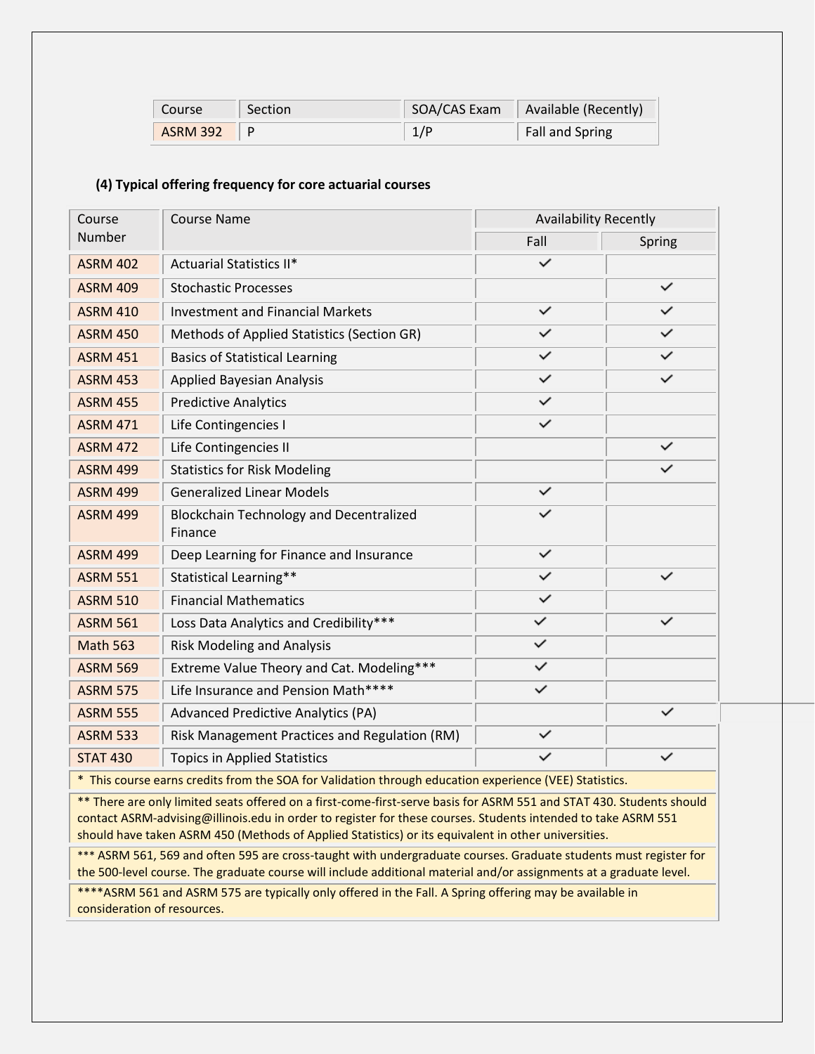| Course | Section | SOA/CAS Exam | Available (Recently) |
|---|---|---|---|
| ASRM 392 | P | 1/P | Fall and Spring |

**(4) Typical offering frequency for core actuarial courses**

| Course Number | Course Name | Availability Recently | |
|---|---|---|---|
| | | Fall | Spring |
| ASRM 402 | Actuarial Statistics II* | ✓ | |
| ASRM 409 | Stochastic Processes | | ✓ |
| ASRM 410 | Investment and Financial Markets | ✓ | ✓ |
| ASRM 450 | Methods of Applied Statistics (Section GR) | ✓ | ✓ |
| ASRM 451 | Basics of Statistical Learning | ✓ | ✓ |
| ASRM 453 | Applied Bayesian Analysis | ✓ | ✓ |
| ASRM 455 | Predictive Analytics | ✓ | |
| ASRM 471 | Life Contingencies I | ✓ | |
| ASRM 472 | Life Contingencies II | | ✓ |
| ASRM 499 | Statistics for Risk Modeling | | ✓ |
| ASRM 499 | Generalized Linear Models | ✓ | |
| ASRM 499 | Blockchain Technology and Decentralized Finance | ✓ | |
| ASRM 499 | Deep Learning for Finance and Insurance | ✓ | |
| ASRM 551 | Statistical Learning** | ✓ | ✓ |
| ASRM 510 | Financial Mathematics | ✓ | |
| ASRM 561 | Loss Data Analytics and Credibility*** | ✓ | ✓ |
| Math 563 | Risk Modeling and Analysis | ✓ | |
| ASRM 569 | Extreme Value Theory and Cat. Modeling*** | ✓ | |
| ASRM 575 | Life Insurance and Pension Math**** | ✓ | |
| ASRM 555 | Advanced Predictive Analytics (PA) | | ✓ |
| ASRM 533 | Risk Management Practices and Regulation (RM) | ✓ | |
| STAT 430 | Topics in Applied Statistics | ✓ | ✓ |

* This course earns credits from the SOA for Validation through education experience (VEE) Statistics.

** There are only limited seats offered on a first-come-first-serve basis for ASRM 551 and STAT 430. Students should contact ASRM-advising@illinois.edu in order to register for these courses. Students intended to take ASRM 551 should have taken ASRM 450 (Methods of Applied Statistics) or its equivalent in other universities.

*** ASRM 561, 569 and often 595 are cross-taught with undergraduate courses. Graduate students must register for the 500-level course. The graduate course will include additional material and/or assignments at a graduate level.

****ASRM 561 and ASRM 575 are typically only offered in the Fall. A Spring offering may be available in consideration of resources.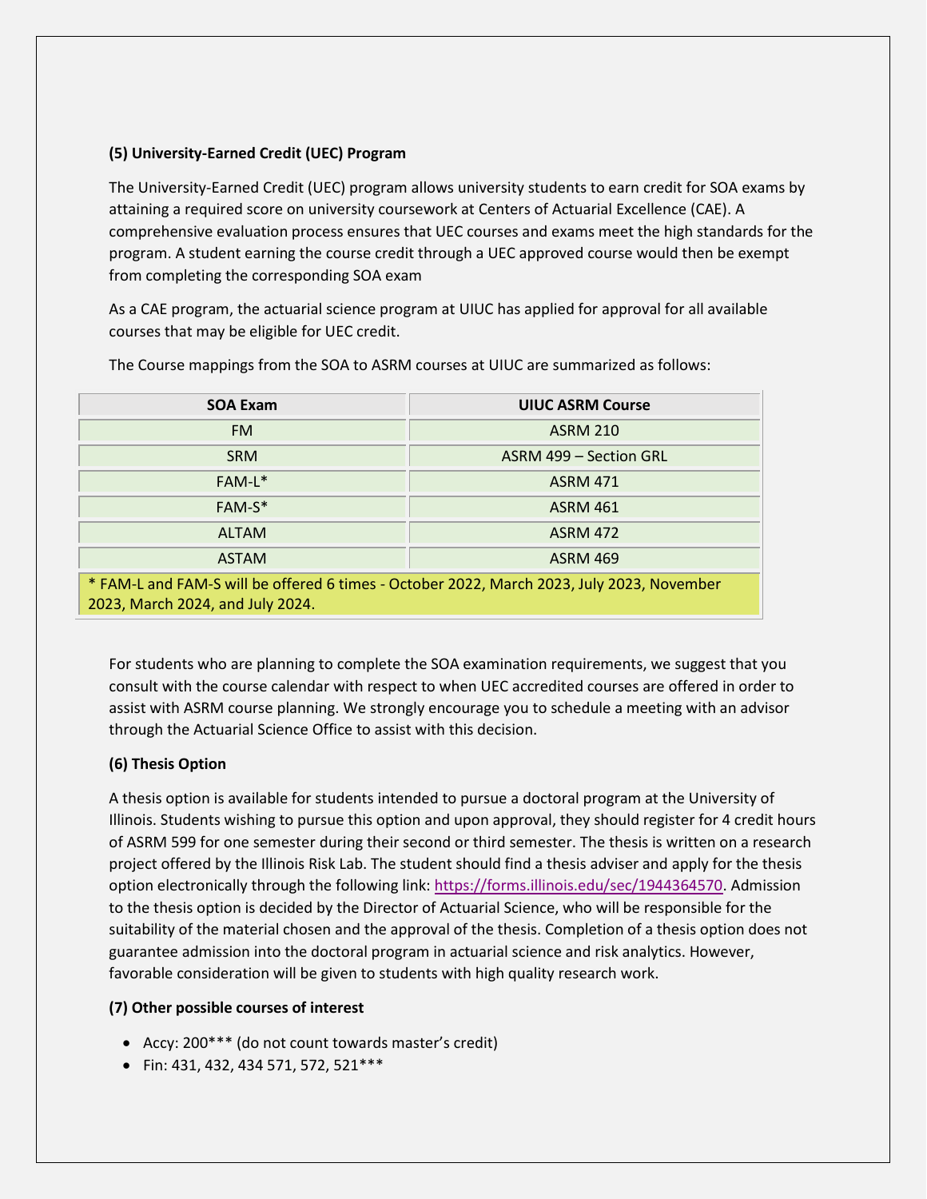**(5) University-Earned Credit (UEC) Program**

The University-Earned Credit (UEC) program allows university students to earn credit for SOA exams by attaining a required score on university coursework at Centers of Actuarial Excellence (CAE). A comprehensive evaluation process ensures that UEC courses and exams meet the high standards for the program. A student earning the course credit through a UEC approved course would then be exempt from completing the corresponding SOA exam

As a CAE program, the actuarial science program at UIUC has applied for approval for all available courses that may be eligible for UEC credit.

The Course mappings from the SOA to ASRM courses at UIUC are summarized as follows:

| SOA Exam | UIUC ASRM Course |
|---|---|
| FM | ASRM 210 |
| SRM | ASRM 499 – Section GRL |
| FAM-L* | ASRM 471 |
| FAM-S* | ASRM 461 |
| ALTAM | ASRM 472 |
| ASTAM | ASRM 469 |
| * FAM-L and FAM-S will be offered 6 times - October 2022, March 2023, July 2023, November 2023, March 2024, and July 2024. | |

For students who are planning to complete the SOA examination requirements, we suggest that you consult with the course calendar with respect to when UEC accredited courses are offered in order to assist with ASRM course planning. We strongly encourage you to schedule a meeting with an advisor through the Actuarial Science Office to assist with this decision.

**(6) Thesis Option**

A thesis option is available for students intended to pursue a doctoral program at the University of Illinois. Students wishing to pursue this option and upon approval, they should register for 4 credit hours of ASRM 599 for one semester during their second or third semester. The thesis is written on a research project offered by the Illinois Risk Lab. The student should find a thesis adviser and apply for the thesis option electronically through the following link: https://forms.illinois.edu/sec/1944364570. Admission to the thesis option is decided by the Director of Actuarial Science, who will be responsible for the suitability of the material chosen and the approval of the thesis. Completion of a thesis option does not guarantee admission into the doctoral program in actuarial science and risk analytics. However, favorable consideration will be given to students with high quality research work.

**(7) Other possible courses of interest**

- Accy: 200*** (do not count towards master's credit)
- Fin: 431, 432, 434 571, 572, 521***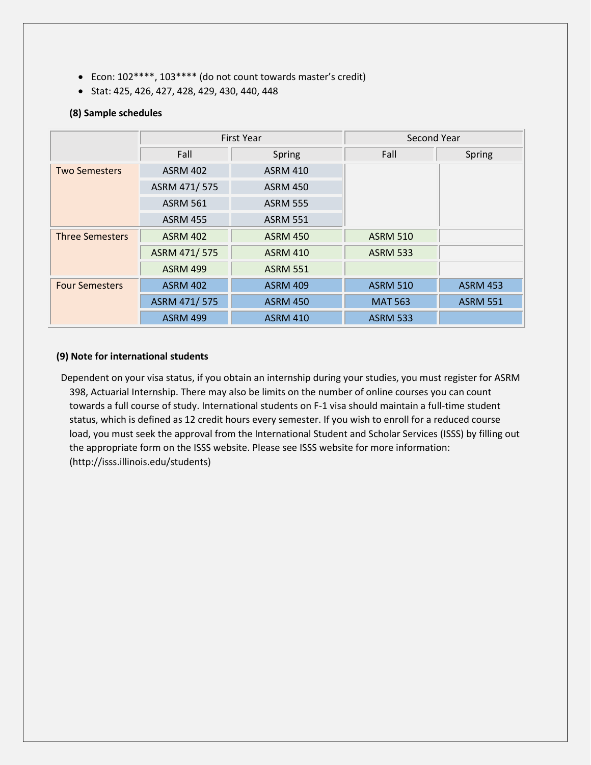- Econ: 102****, 103**** (do not count towards master's credit)
- Stat: 425, 426, 427, 428, 429, 430, 440, 448

**(8) Sample schedules**

| | First Year | | Second Year | |
|---|---|---|---|---|
| | Fall | Spring | Fall | Spring |
| Two Semesters | ASRM 402 | ASRM 410 | | |
| | ASRM 471/ 575 | ASRM 450 | | |
| | ASRM 561 | ASRM 555 | | |
| | ASRM 455 | ASRM 551 | | |
| Three Semesters | ASRM 402 | ASRM 450 | ASRM 510 | |
| | ASRM 471/ 575 | ASRM 410 | ASRM 533 | |
| | ASRM 499 | ASRM 551 | | |
| Four Semesters | ASRM 402 | ASRM 409 | ASRM 510 | ASRM 453 |
| | ASRM 471/ 575 | ASRM 450 | MAT 563 | ASRM 551 |
| | ASRM 499 | ASRM 410 | ASRM 533 | |

**(9) Note for international students**

Dependent on your visa status, if you obtain an internship during your studies, you must register for ASRM 398, Actuarial Internship. There may also be limits on the number of online courses you can count towards a full course of study. International students on F-1 visa should maintain a full-time student status, which is defined as 12 credit hours every semester. If you wish to enroll for a reduced course load, you must seek the approval from the International Student and Scholar Services (ISSS) by filling out the appropriate form on the ISSS website. Please see ISSS website for more information: (http://isss.illinois.edu/students)